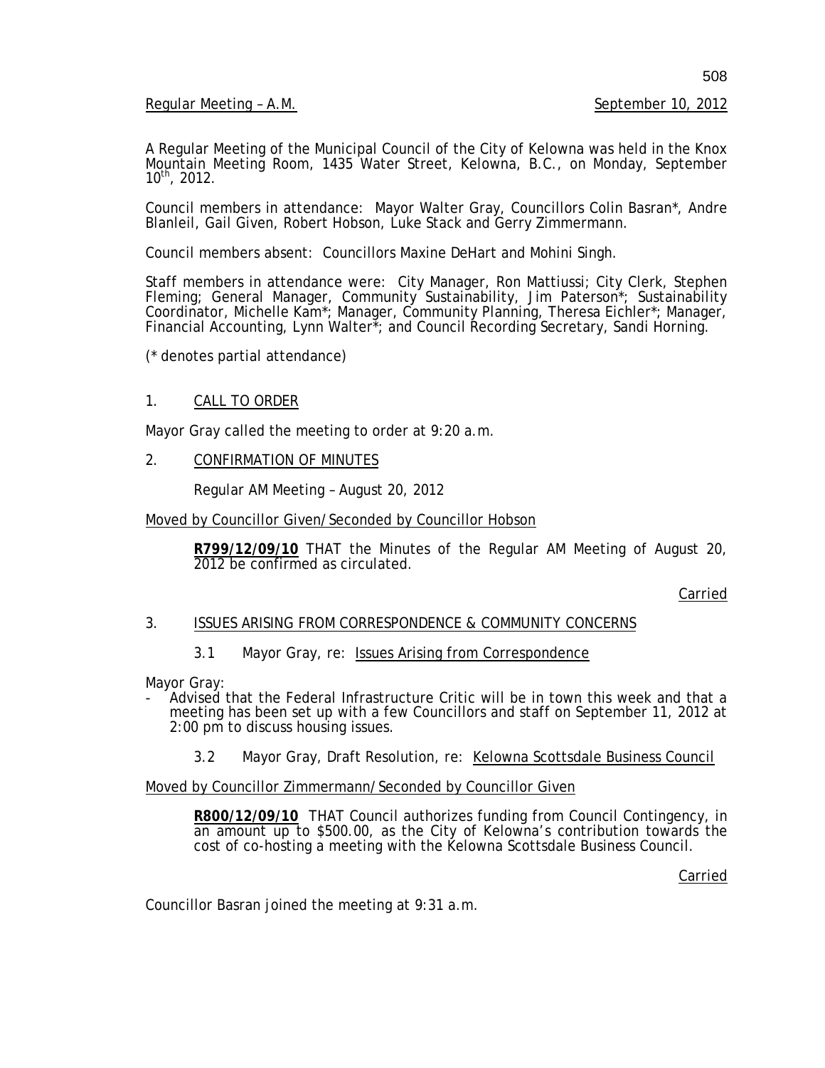Regular Meeting – A.M. September 10, 2012

A Regular Meeting of the Municipal Council of the City of Kelowna was held in the Knox Mountain Meeting Room, 1435 Water Street, Kelowna, B.C., on Monday, September 10th, 2012.

Council members in attendance: Mayor Walter Gray, Councillors Colin Basran*, Andre Blanleil, Gail Given, Robert Hobson, Luke Stack and Gerry Zimmermann.

Council members absent: Councillors Maxine DeHart and Mohini Singh.

Staff members in attendance were: City Manager, Ron Mattiussi; City Clerk, Stephen Fleming; General Manager, Community Sustainability, Jim Paterson*; Sustainability Coordinator, Michelle Kam*; Manager, Community Planning, Theresa Eichler*; Manager, Financial Accounting, Lynn Walter*; and Council Recording Secretary, Sandi Horning.

(* denotes partial attendance)

## 1. CALL TO ORDER

Mayor Gray called the meeting to order at 9:20 a.m.

## 2. CONFIRMATION OF MINUTES

Regular AM Meeting – August 20, 2012

Moved by Councillor Given/Seconded by Councillor Hobson

**R799/12/09/10** THAT the Minutes of the Regular AM Meeting of August 20, 2012 be confirmed as circulated.

Carried

## 3. ISSUES ARISING FROM CORRESPONDENCE & COMMUNITY CONCERNS

### 3.1 Mayor Gray, re: Issues Arising from Correspondence

Mayor Gray:

- Advised that the Federal Infrastructure Critic will be in town this week and that a meeting has been set up with a few Councillors and staff on September 11, 2012 at 2:00 pm to discuss housing issues.

### 3.2 Mayor Gray, Draft Resolution, re: Kelowna Scottsdale Business Council

Moved by Councillor Zimmermann/Seconded by Councillor Given

**R800/12/09/10** THAT Council authorizes funding from Council Contingency, in an amount up to $500.00, as the City of Kelowna's contribution towards the cost of co-hosting a meeting with the Kelowna Scottsdale Business Council.

Carried

Councillor Basran joined the meeting at 9:31 a.m.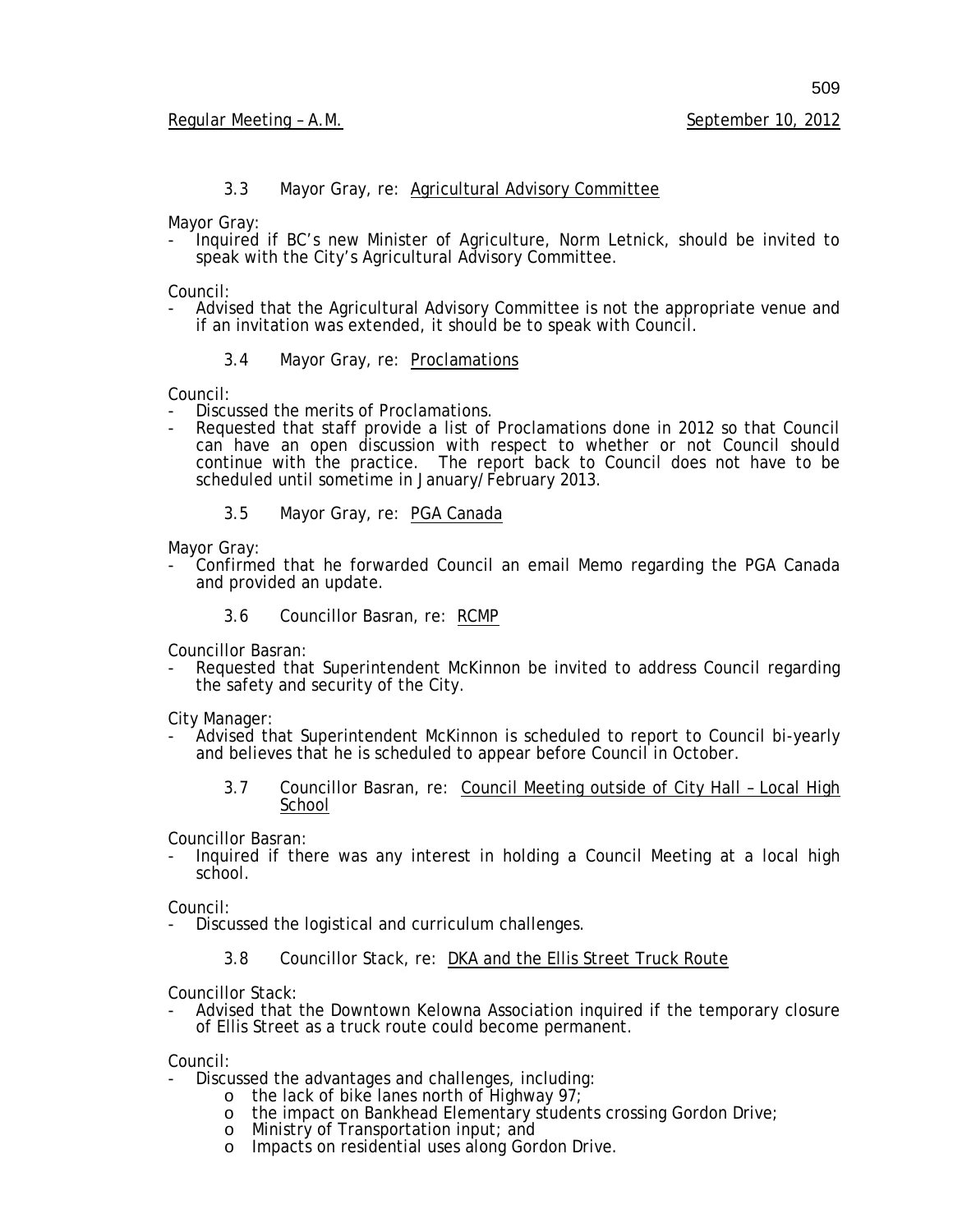### 3.3 Mayor Gray, re: <u>Agricultural Advisory Committee</u>

Mayor Gray:

- Inquired if BC's new Minister of Agriculture, Norm Letnick, should be invited to speak with the City's Agricultural Advisory Committee.

Council:

- Advised that the Agricultural Advisory Committee is not the appropriate venue and if an invitation was extended, it should be to speak with Council.

### 3.4 Mayor Gray, re: <u>Proclamations</u>

Council:

- Discussed the merits of Proclamations.
- Requested that staff provide a list of Proclamations done in 2012 so that Council can have an open discussion with respect to whether or not Council should continue with the practice. The report back to Council does not have to be scheduled until sometime in January/February 2013.

### 3.5 Mayor Gray, re: <u>PGA Canada</u>

Mayor Gray:

- Confirmed that he forwarded Council an email Memo regarding the PGA Canada and provided an update.

### 3.6 Councillor Basran, re: <u>RCMP</u>

Councillor Basran:

- Requested that Superintendent McKinnon be invited to address Council regarding the safety and security of the City.

City Manager:

- Advised that Superintendent McKinnon is scheduled to report to Council bi-yearly and believes that he is scheduled to appear before Council in October.

### 3.7 Councillor Basran, re: <u>Council Meeting outside of City Hall – Local High School</u>

Councillor Basran:

- Inquired if there was any interest in holding a Council Meeting at a local high school.

Council:

- Discussed the logistical and curriculum challenges.

### 3.8 Councillor Stack, re: <u>DKA and the Ellis Street Truck Route</u>

Councillor Stack:

- Advised that the Downtown Kelowna Association inquired if the temporary closure of Ellis Street as a truck route could become permanent.

Council:

- Discussed the advantages and challenges, including:
  - the lack of bike lanes north of Highway 97;
  - the impact on Bankhead Elementary students crossing Gordon Drive;
  - Ministry of Transportation input; and
  - Impacts on residential uses along Gordon Drive.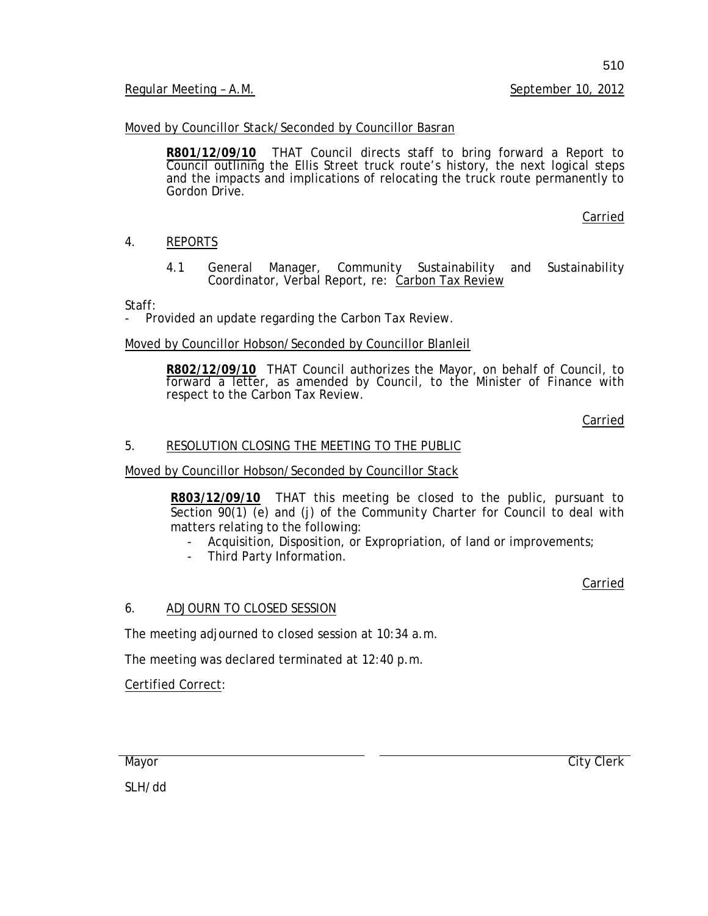Moved by Councillor Stack/Seconded by Councillor Basran

> **R801/12/09/10** THAT Council directs staff to bring forward a Report to Council outlining the Ellis Street truck route's history, the next logical steps and the impacts and implications of relocating the truck route permanently to Gordon Drive.

Carried

## 4. REPORTS

4.1 General Manager, Community Sustainability and Sustainability Coordinator, Verbal Report, re: Carbon Tax Review

Staff:
- Provided an update regarding the Carbon Tax Review.

Moved by Councillor Hobson/Seconded by Councillor Blanleil

> **R802/12/09/10** THAT Council authorizes the Mayor, on behalf of Council, to forward a letter, as amended by Council, to the Minister of Finance with respect to the Carbon Tax Review.

Carried

## 5. RESOLUTION CLOSING THE MEETING TO THE PUBLIC

Moved by Councillor Hobson/Seconded by Councillor Stack

> **R803/12/09/10** THAT this meeting be closed to the public, pursuant to Section 90(1) (e) and (j) of the Community Charter for Council to deal with matters relating to the following:
> - Acquisition, Disposition, or Expropriation, of land or improvements;
> - Third Party Information.

Carried

## 6. ADJOURN TO CLOSED SESSION

The meeting adjourned to closed session at 10:34 a.m.

The meeting was declared terminated at 12:40 p.m.

Certified Correct:

Mayor

City Clerk

SLH/dd